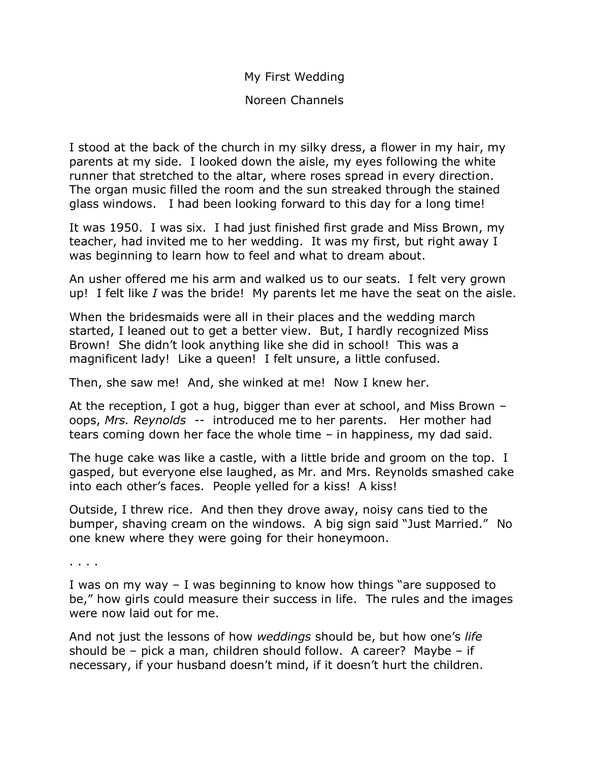# My First Wedding

Noreen Channels

I stood at the back of the church in my silky dress, a flower in my hair, my parents at my side. I looked down the aisle, my eyes following the white runner that stretched to the altar, where roses spread in every direction. The organ music filled the room and the sun streaked through the stained glass windows. I had been looking forward to this day for a long time!

It was 1950. I was six. I had just finished first grade and Miss Brown, my teacher, had invited me to her wedding. It was my first, but right away I was beginning to learn how to feel and what to dream about.

An usher offered me his arm and walked us to our seats. I felt very grown up! I felt like *I* was the bride! My parents let me have the seat on the aisle.

When the bridesmaids were all in their places and the wedding march started, I leaned out to get a better view. But, I hardly recognized Miss Brown! She didn't look anything like she did in school! This was a magnificent lady! Like a queen! I felt unsure, a little confused.

Then, she saw me! And, she winked at me! Now I knew her.

At the reception, I got a hug, bigger than ever at school, and Miss Brown – oops, *Mrs. Reynolds* -- introduced me to her parents. Her mother had tears coming down her face the whole time – in happiness, my dad said.

The huge cake was like a castle, with a little bride and groom on the top. I gasped, but everyone else laughed, as Mr. and Mrs. Reynolds smashed cake into each other's faces. People yelled for a kiss! A kiss!

Outside, I threw rice. And then they drove away, noisy cans tied to the bumper, shaving cream on the windows. A big sign said "Just Married." No one knew where they were going for their honeymoon.

. . . .

I was on my way – I was beginning to know how things "are supposed to be," how girls could measure their success in life. The rules and the images were now laid out for me.

And not just the lessons of how *weddings* should be, but how one's *life* should be – pick a man, children should follow. A career? Maybe – if necessary, if your husband doesn't mind, if it doesn't hurt the children.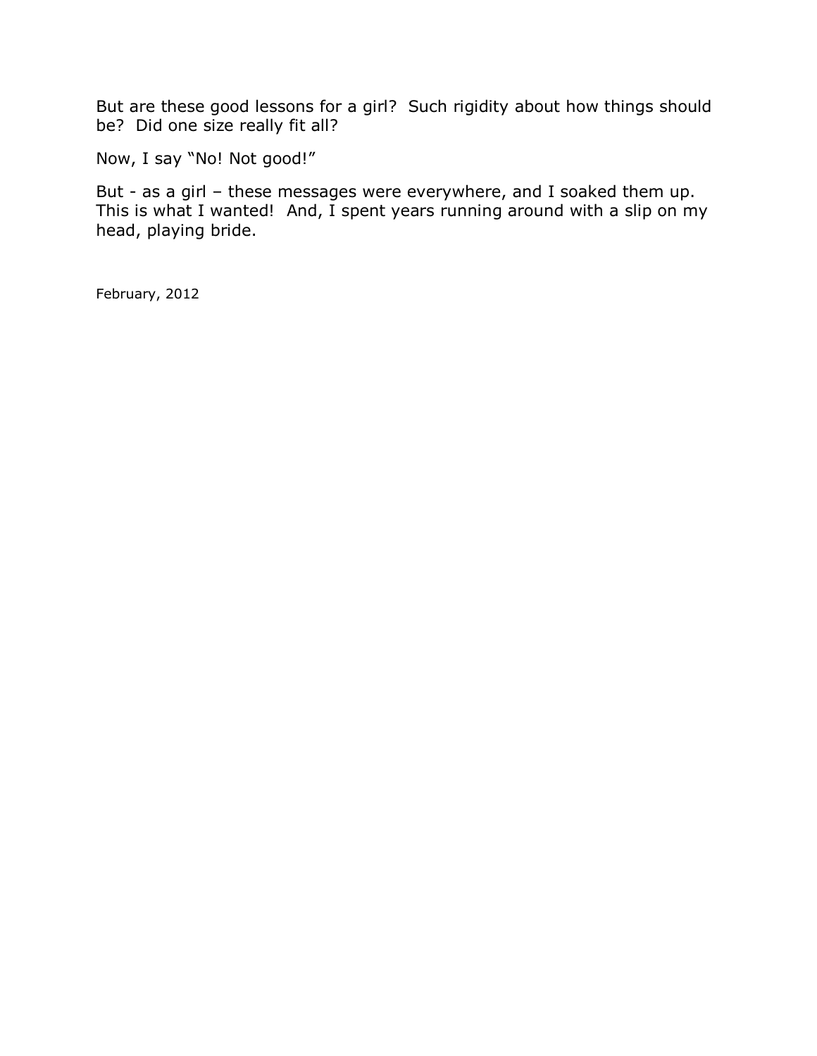But are these good lessons for a girl? Such rigidity about how things should be? Did one size really fit all?

Now, I say “No! Not good!”

But - as a girl – these messages were everywhere, and I soaked them up. This is what I wanted! And, I spent years running around with a slip on my head, playing bride.

February, 2012